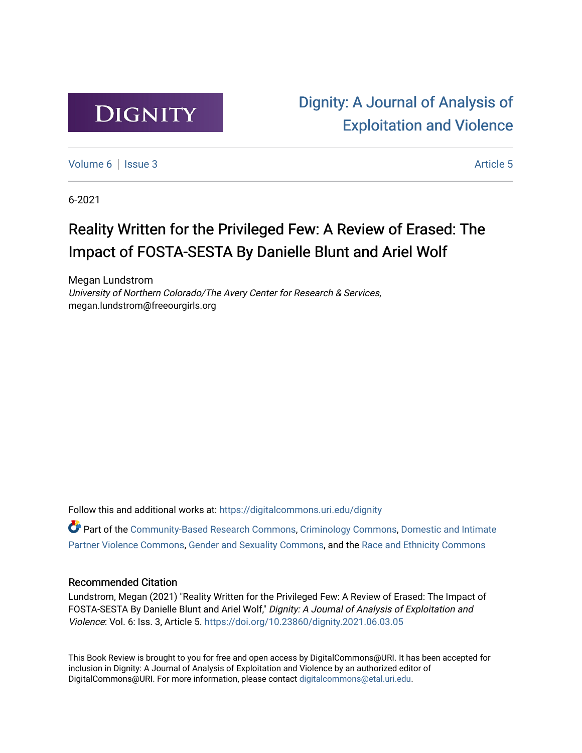DIGNITY

Dignity: A Journal of Analysis of Exploitation and Violence

Volume 6 | Issue 3 | Article 5

6-2021

# Reality Written for the Privileged Few: A Review of Erased: The Impact of FOSTA-SESTA By Danielle Blunt and Ariel Wolf

Megan Lundstrom
*University of Northern Colorado/The Avery Center for Research & Services*, megan.lundstrom@freeourgirls.org

Follow this and additional works at: https://digitalcommons.uri.edu/dignity

Part of the Community-Based Research Commons, Criminology Commons, Domestic and Intimate Partner Violence Commons, Gender and Sexuality Commons, and the Race and Ethnicity Commons

## Recommended Citation

Lundstrom, Megan (2021) "Reality Written for the Privileged Few: A Review of Erased: The Impact of FOSTA-SESTA By Danielle Blunt and Ariel Wolf," *Dignity: A Journal of Analysis of Exploitation and Violence*: Vol. 6: Iss. 3, Article 5. https://doi.org/10.23860/dignity.2021.06.03.05

This Book Review is brought to you for free and open access by DigitalCommons@URI. It has been accepted for inclusion in Dignity: A Journal of Analysis of Exploitation and Violence by an authorized editor of DigitalCommons@URI. For more information, please contact digitalcommons@etal.uri.edu.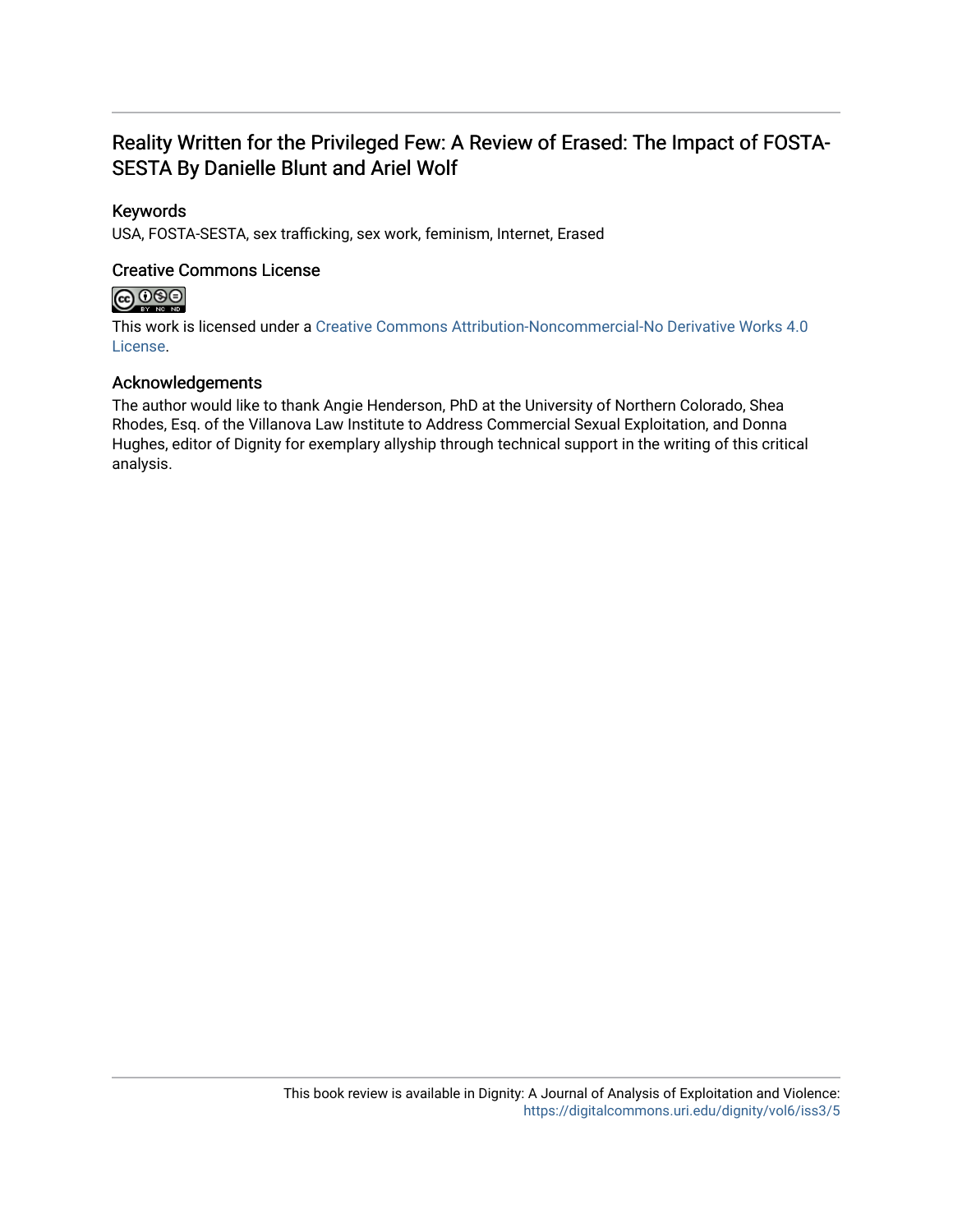# Reality Written for the Privileged Few: A Review of Erased: The Impact of FOSTA-SESTA By Danielle Blunt and Ariel Wolf

## Keywords

USA, FOSTA-SESTA, sex trafficking, sex work, feminism, Internet, Erased

## Creative Commons License

This work is licensed under a Creative Commons Attribution-Noncommercial-No Derivative Works 4.0 License.

## Acknowledgements

The author would like to thank Angie Henderson, PhD at the University of Northern Colorado, Shea Rhodes, Esq. of the Villanova Law Institute to Address Commercial Sexual Exploitation, and Donna Hughes, editor of Dignity for exemplary allyship through technical support in the writing of this critical analysis.

This book review is available in Dignity: A Journal of Analysis of Exploitation and Violence: https://digitalcommons.uri.edu/dignity/vol6/iss3/5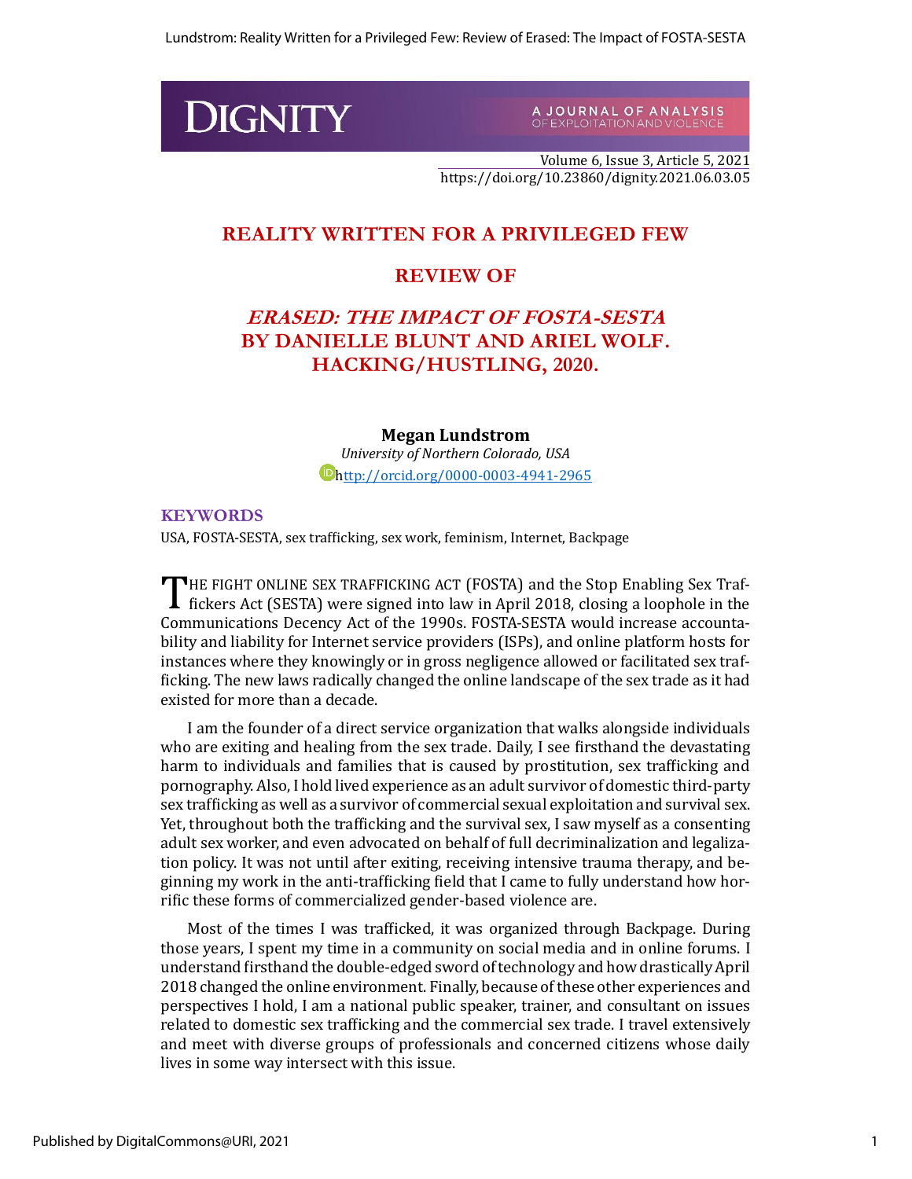# DIGNITY

A JOURNAL OF ANALYSIS OF EXPLOITATION AND VIOLENCE

Volume 6, Issue 3, Article 5, 2021
https://doi.org/10.23860/dignity.2021.06.03.05

## REALITY WRITTEN FOR A PRIVILEGED FEW

## REVIEW OF

## *ERASED: THE IMPACT OF FOSTA-SESTA* BY DANIELLE BLUNT AND ARIEL WOLF. HACKING/HUSTLING, 2020.

**Megan Lundstrom**
*University of Northern Colorado, USA*
http://orcid.org/0000-0003-4941-2965

### KEYWORDS

USA, FOSTA-SESTA, sex trafficking, sex work, feminism, Internet, Backpage

THE FIGHT ONLINE SEX TRAFFICKING ACT (FOSTA) and the Stop Enabling Sex Traffickers Act (SESTA) were signed into law in April 2018, closing a loophole in the Communications Decency Act of the 1990s. FOSTA-SESTA would increase accountability and liability for Internet service providers (ISPs), and online platform hosts for instances where they knowingly or in gross negligence allowed or facilitated sex trafficking. The new laws radically changed the online landscape of the sex trade as it had existed for more than a decade.

I am the founder of a direct service organization that walks alongside individuals who are exiting and healing from the sex trade. Daily, I see firsthand the devastating harm to individuals and families that is caused by prostitution, sex trafficking and pornography. Also, I hold lived experience as an adult survivor of domestic third-party sex trafficking as well as a survivor of commercial sexual exploitation and survival sex. Yet, throughout both the trafficking and the survival sex, I saw myself as a consenting adult sex worker, and even advocated on behalf of full decriminalization and legalization policy. It was not until after exiting, receiving intensive trauma therapy, and beginning my work in the anti-trafficking field that I came to fully understand how horrific these forms of commercialized gender-based violence are.

Most of the times I was trafficked, it was organized through Backpage. During those years, I spent my time in a community on social media and in online forums. I understand firsthand the double-edged sword of technology and how drastically April 2018 changed the online environment. Finally, because of these other experiences and perspectives I hold, I am a national public speaker, trainer, and consultant on issues related to domestic sex trafficking and the commercial sex trade. I travel extensively and meet with diverse groups of professionals and concerned citizens whose daily lives in some way intersect with this issue.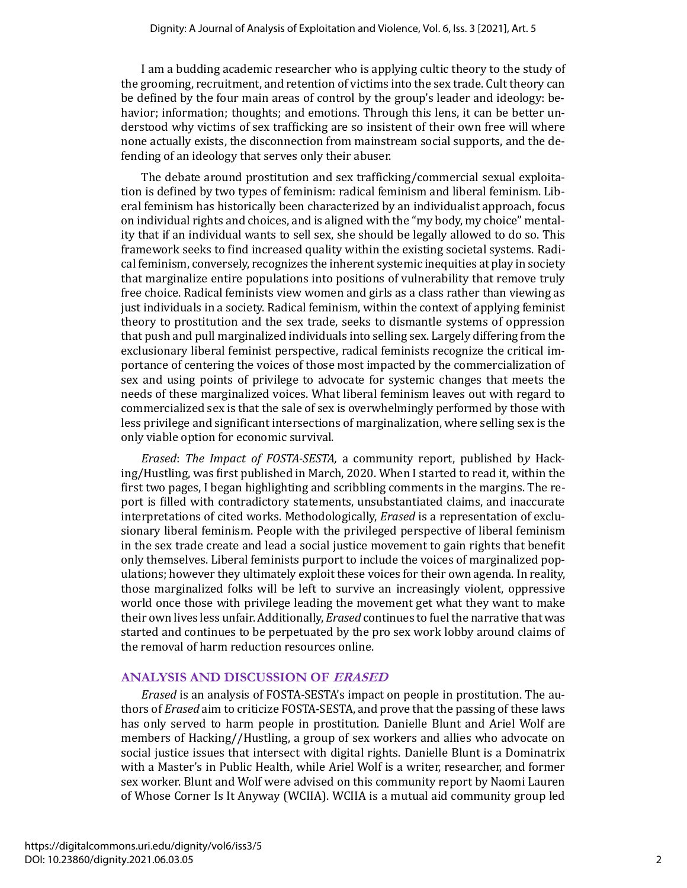I am a budding academic researcher who is applying cultic theory to the study of the grooming, recruitment, and retention of victims into the sex trade. Cult theory can be defined by the four main areas of control by the group's leader and ideology: behavior; information; thoughts; and emotions. Through this lens, it can be better understood why victims of sex trafficking are so insistent of their own free will where none actually exists, the disconnection from mainstream social supports, and the defending of an ideology that serves only their abuser.

The debate around prostitution and sex trafficking/commercial sexual exploitation is defined by two types of feminism: radical feminism and liberal feminism. Liberal feminism has historically been characterized by an individualist approach, focus on individual rights and choices, and is aligned with the "my body, my choice" mentality that if an individual wants to sell sex, she should be legally allowed to do so. This framework seeks to find increased quality within the existing societal systems. Radical feminism, conversely, recognizes the inherent systemic inequities at play in society that marginalize entire populations into positions of vulnerability that remove truly free choice. Radical feminists view women and girls as a class rather than viewing as just individuals in a society. Radical feminism, within the context of applying feminist theory to prostitution and the sex trade, seeks to dismantle systems of oppression that push and pull marginalized individuals into selling sex. Largely differing from the exclusionary liberal feminist perspective, radical feminists recognize the critical importance of centering the voices of those most impacted by the commercialization of sex and using points of privilege to advocate for systemic changes that meets the needs of these marginalized voices. What liberal feminism leaves out with regard to commercialized sex is that the sale of sex is overwhelmingly performed by those with less privilege and significant intersections of marginalization, where selling sex is the only viable option for economic survival.

*Erased*: *The Impact of FOSTA-SESTA,* a community report, published b*y* Hacking/Hustling, was first published in March, 2020. When I started to read it, within the first two pages, I began highlighting and scribbling comments in the margins. The report is filled with contradictory statements, unsubstantiated claims, and inaccurate interpretations of cited works. Methodologically, *Erased* is a representation of exclusionary liberal feminism. People with the privileged perspective of liberal feminism in the sex trade create and lead a social justice movement to gain rights that benefit only themselves. Liberal feminists purport to include the voices of marginalized populations; however they ultimately exploit these voices for their own agenda. In reality, those marginalized folks will be left to survive an increasingly violent, oppressive world once those with privilege leading the movement get what they want to make their own lives less unfair. Additionally, *Erased* continues to fuel the narrative that was started and continues to be perpetuated by the pro sex work lobby around claims of the removal of harm reduction resources online.

## ANALYSIS AND DISCUSSION OF *ERASED*

*Erased* is an analysis of FOSTA-SESTA's impact on people in prostitution. The authors of *Erased* aim to criticize FOSTA-SESTA, and prove that the passing of these laws has only served to harm people in prostitution. Danielle Blunt and Ariel Wolf are members of Hacking//Hustling, a group of sex workers and allies who advocate on social justice issues that intersect with digital rights. Danielle Blunt is a Dominatrix with a Master's in Public Health, while Ariel Wolf is a writer, researcher, and former sex worker. Blunt and Wolf were advised on this community report by Naomi Lauren of Whose Corner Is It Anyway (WCIIA). WCIIA is a mutual aid community group led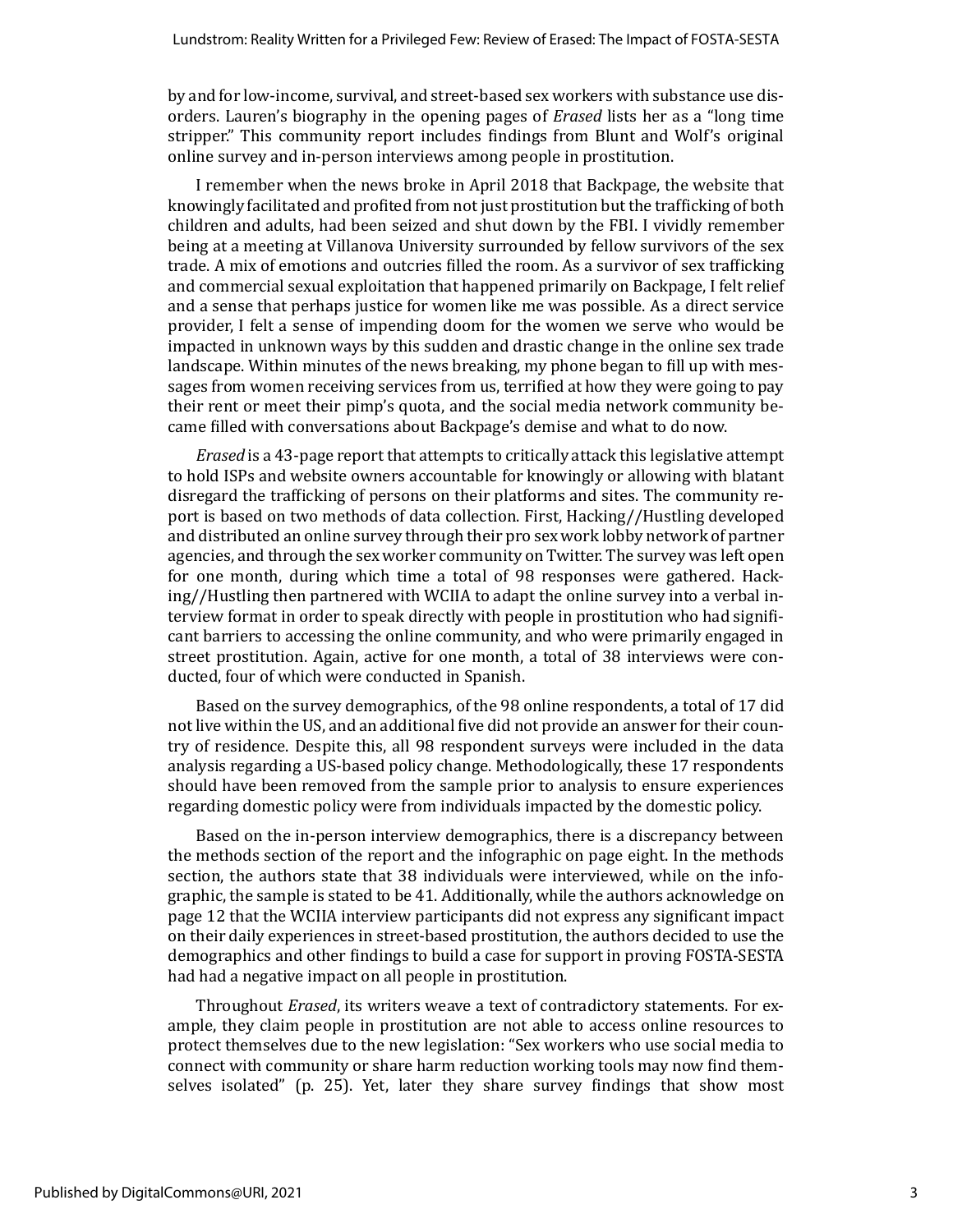by and for low-income, survival, and street-based sex workers with substance use disorders. Lauren's biography in the opening pages of *Erased* lists her as a "long time stripper." This community report includes findings from Blunt and Wolf's original online survey and in-person interviews among people in prostitution.

I remember when the news broke in April 2018 that Backpage, the website that knowingly facilitated and profited from not just prostitution but the trafficking of both children and adults, had been seized and shut down by the FBI. I vividly remember being at a meeting at Villanova University surrounded by fellow survivors of the sex trade. A mix of emotions and outcries filled the room. As a survivor of sex trafficking and commercial sexual exploitation that happened primarily on Backpage, I felt relief and a sense that perhaps justice for women like me was possible. As a direct service provider, I felt a sense of impending doom for the women we serve who would be impacted in unknown ways by this sudden and drastic change in the online sex trade landscape. Within minutes of the news breaking, my phone began to fill up with messages from women receiving services from us, terrified at how they were going to pay their rent or meet their pimp's quota, and the social media network community became filled with conversations about Backpage's demise and what to do now.

*Erased* is a 43-page report that attempts to critically attack this legislative attempt to hold ISPs and website owners accountable for knowingly or allowing with blatant disregard the trafficking of persons on their platforms and sites. The community report is based on two methods of data collection. First, Hacking//Hustling developed and distributed an online survey through their pro sex work lobby network of partner agencies, and through the sex worker community on Twitter. The survey was left open for one month, during which time a total of 98 responses were gathered. Hacking//Hustling then partnered with WCIIA to adapt the online survey into a verbal interview format in order to speak directly with people in prostitution who had significant barriers to accessing the online community, and who were primarily engaged in street prostitution. Again, active for one month, a total of 38 interviews were conducted, four of which were conducted in Spanish.

Based on the survey demographics, of the 98 online respondents, a total of 17 did not live within the US, and an additional five did not provide an answer for their country of residence. Despite this, all 98 respondent surveys were included in the data analysis regarding a US-based policy change. Methodologically, these 17 respondents should have been removed from the sample prior to analysis to ensure experiences regarding domestic policy were from individuals impacted by the domestic policy.

Based on the in-person interview demographics, there is a discrepancy between the methods section of the report and the infographic on page eight. In the methods section, the authors state that 38 individuals were interviewed, while on the infographic, the sample is stated to be 41. Additionally, while the authors acknowledge on page 12 that the WCIIA interview participants did not express any significant impact on their daily experiences in street-based prostitution, the authors decided to use the demographics and other findings to build a case for support in proving FOSTA-SESTA had had a negative impact on all people in prostitution.

Throughout *Erased*, its writers weave a text of contradictory statements. For example, they claim people in prostitution are not able to access online resources to protect themselves due to the new legislation: "Sex workers who use social media to connect with community or share harm reduction working tools may now find themselves isolated" (p. 25). Yet, later they share survey findings that show most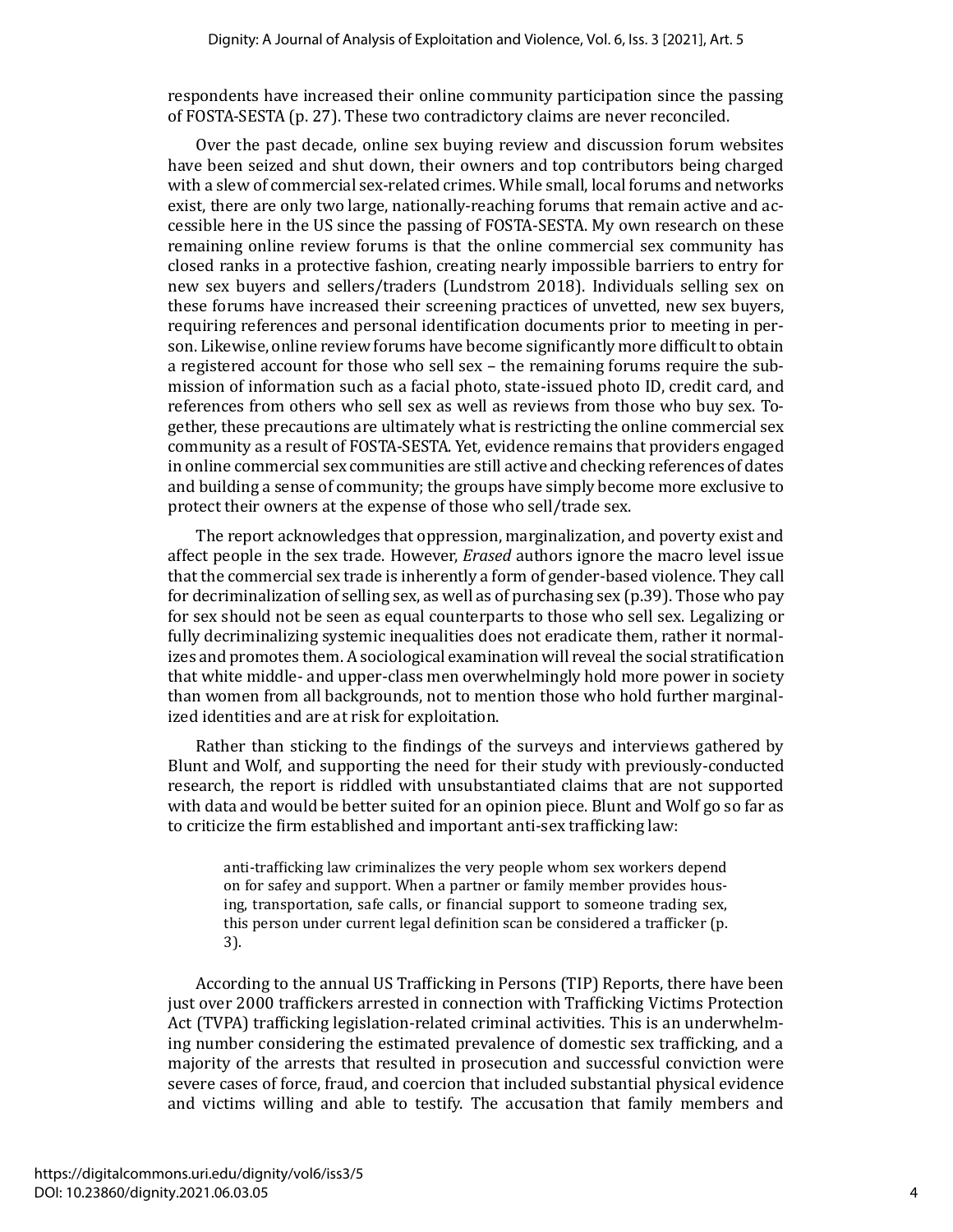respondents have increased their online community participation since the passing of FOSTA-SESTA (p. 27). These two contradictory claims are never reconciled.

Over the past decade, online sex buying review and discussion forum websites have been seized and shut down, their owners and top contributors being charged with a slew of commercial sex-related crimes. While small, local forums and networks exist, there are only two large, nationally-reaching forums that remain active and accessible here in the US since the passing of FOSTA-SESTA. My own research on these remaining online review forums is that the online commercial sex community has closed ranks in a protective fashion, creating nearly impossible barriers to entry for new sex buyers and sellers/traders (Lundstrom 2018). Individuals selling sex on these forums have increased their screening practices of unvetted, new sex buyers, requiring references and personal identification documents prior to meeting in person. Likewise, online review forums have become significantly more difficult to obtain a registered account for those who sell sex – the remaining forums require the submission of information such as a facial photo, state-issued photo ID, credit card, and references from others who sell sex as well as reviews from those who buy sex. Together, these precautions are ultimately what is restricting the online commercial sex community as a result of FOSTA-SESTA. Yet, evidence remains that providers engaged in online commercial sex communities are still active and checking references of dates and building a sense of community; the groups have simply become more exclusive to protect their owners at the expense of those who sell/trade sex.

The report acknowledges that oppression, marginalization, and poverty exist and affect people in the sex trade. However, *Erased* authors ignore the macro level issue that the commercial sex trade is inherently a form of gender-based violence. They call for decriminalization of selling sex, as well as of purchasing sex (p.39). Those who pay for sex should not be seen as equal counterparts to those who sell sex. Legalizing or fully decriminalizing systemic inequalities does not eradicate them, rather it normalizes and promotes them. A sociological examination will reveal the social stratification that white middle- and upper-class men overwhelmingly hold more power in society than women from all backgrounds, not to mention those who hold further marginalized identities and are at risk for exploitation.

Rather than sticking to the findings of the surveys and interviews gathered by Blunt and Wolf, and supporting the need for their study with previously-conducted research, the report is riddled with unsubstantiated claims that are not supported with data and would be better suited for an opinion piece. Blunt and Wolf go so far as to criticize the firm established and important anti-sex trafficking law:

> anti-trafficking law criminalizes the very people whom sex workers depend on for safey and support. When a partner or family member provides housing, transportation, safe calls, or financial support to someone trading sex, this person under current legal definition scan be considered a trafficker (p. 3).

According to the annual US Trafficking in Persons (TIP) Reports, there have been just over 2000 traffickers arrested in connection with Trafficking Victims Protection Act (TVPA) trafficking legislation-related criminal activities. This is an underwhelming number considering the estimated prevalence of domestic sex trafficking, and a majority of the arrests that resulted in prosecution and successful conviction were severe cases of force, fraud, and coercion that included substantial physical evidence and victims willing and able to testify. The accusation that family members and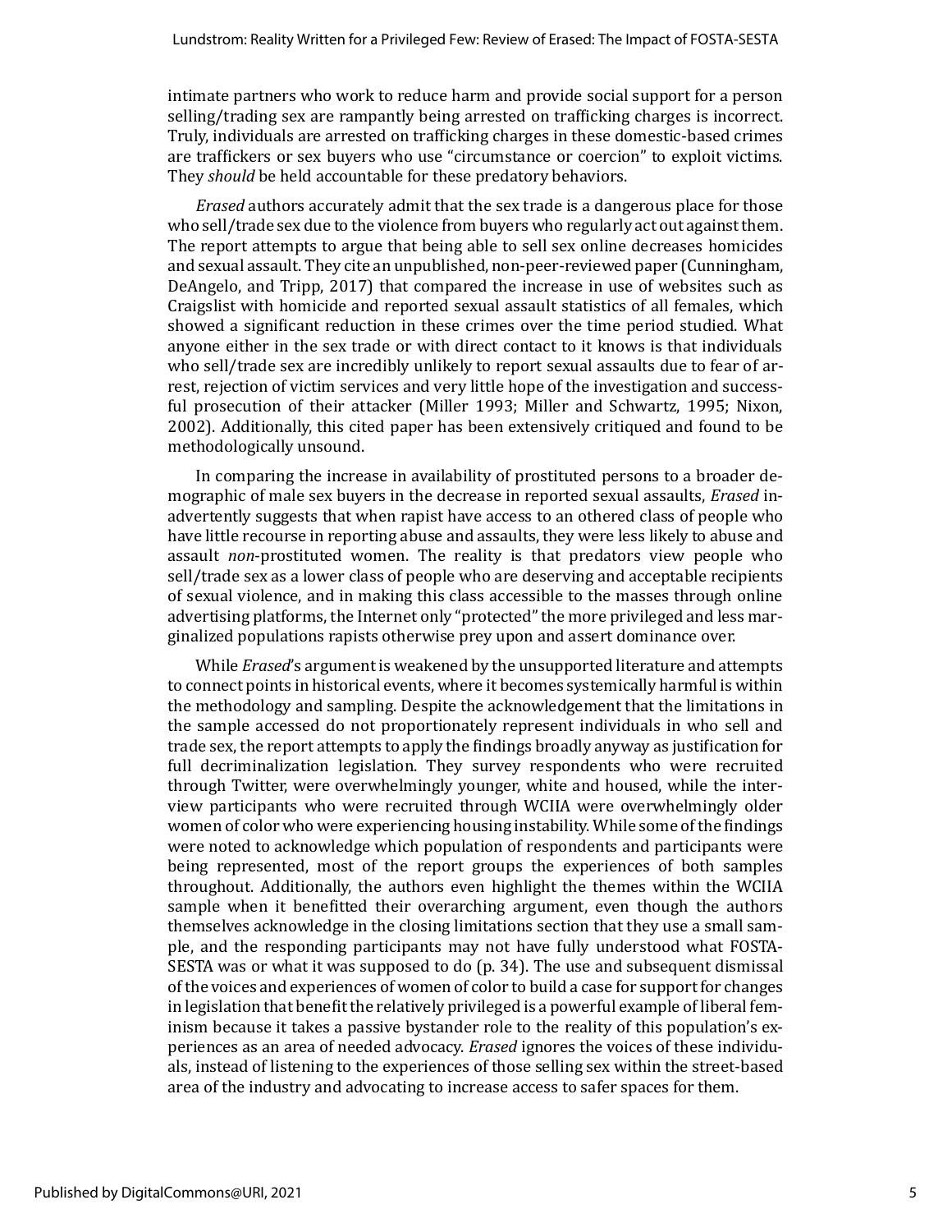intimate partners who work to reduce harm and provide social support for a person selling/trading sex are rampantly being arrested on trafficking charges is incorrect. Truly, individuals are arrested on trafficking charges in these domestic-based crimes are traffickers or sex buyers who use "circumstance or coercion" to exploit victims. They *should* be held accountable for these predatory behaviors.

*Erased* authors accurately admit that the sex trade is a dangerous place for those who sell/trade sex due to the violence from buyers who regularly act out against them. The report attempts to argue that being able to sell sex online decreases homicides and sexual assault. They cite an unpublished, non-peer-reviewed paper (Cunningham, DeAngelo, and Tripp, 2017) that compared the increase in use of websites such as Craigslist with homicide and reported sexual assault statistics of all females, which showed a significant reduction in these crimes over the time period studied. What anyone either in the sex trade or with direct contact to it knows is that individuals who sell/trade sex are incredibly unlikely to report sexual assaults due to fear of arrest, rejection of victim services and very little hope of the investigation and successful prosecution of their attacker (Miller 1993; Miller and Schwartz, 1995; Nixon, 2002). Additionally, this cited paper has been extensively critiqued and found to be methodologically unsound.

In comparing the increase in availability of prostituted persons to a broader demographic of male sex buyers in the decrease in reported sexual assaults, *Erased* inadvertently suggests that when rapist have access to an othered class of people who have little recourse in reporting abuse and assaults, they were less likely to abuse and assault *non*-prostituted women. The reality is that predators view people who sell/trade sex as a lower class of people who are deserving and acceptable recipients of sexual violence, and in making this class accessible to the masses through online advertising platforms, the Internet only "protected" the more privileged and less marginalized populations rapists otherwise prey upon and assert dominance over.

While *Erased*'s argument is weakened by the unsupported literature and attempts to connect points in historical events, where it becomes systemically harmful is within the methodology and sampling. Despite the acknowledgement that the limitations in the sample accessed do not proportionately represent individuals in who sell and trade sex, the report attempts to apply the findings broadly anyway as justification for full decriminalization legislation. They survey respondents who were recruited through Twitter, were overwhelmingly younger, white and housed, while the interview participants who were recruited through WCIIA were overwhelmingly older women of color who were experiencing housing instability. While some of the findings were noted to acknowledge which population of respondents and participants were being represented, most of the report groups the experiences of both samples throughout. Additionally, the authors even highlight the themes within the WCIIA sample when it benefitted their overarching argument, even though the authors themselves acknowledge in the closing limitations section that they use a small sample, and the responding participants may not have fully understood what FOSTA-SESTA was or what it was supposed to do (p. 34). The use and subsequent dismissal of the voices and experiences of women of color to build a case for support for changes in legislation that benefit the relatively privileged is a powerful example of liberal feminism because it takes a passive bystander role to the reality of this population's experiences as an area of needed advocacy. *Erased* ignores the voices of these individuals, instead of listening to the experiences of those selling sex within the street-based area of the industry and advocating to increase access to safer spaces for them.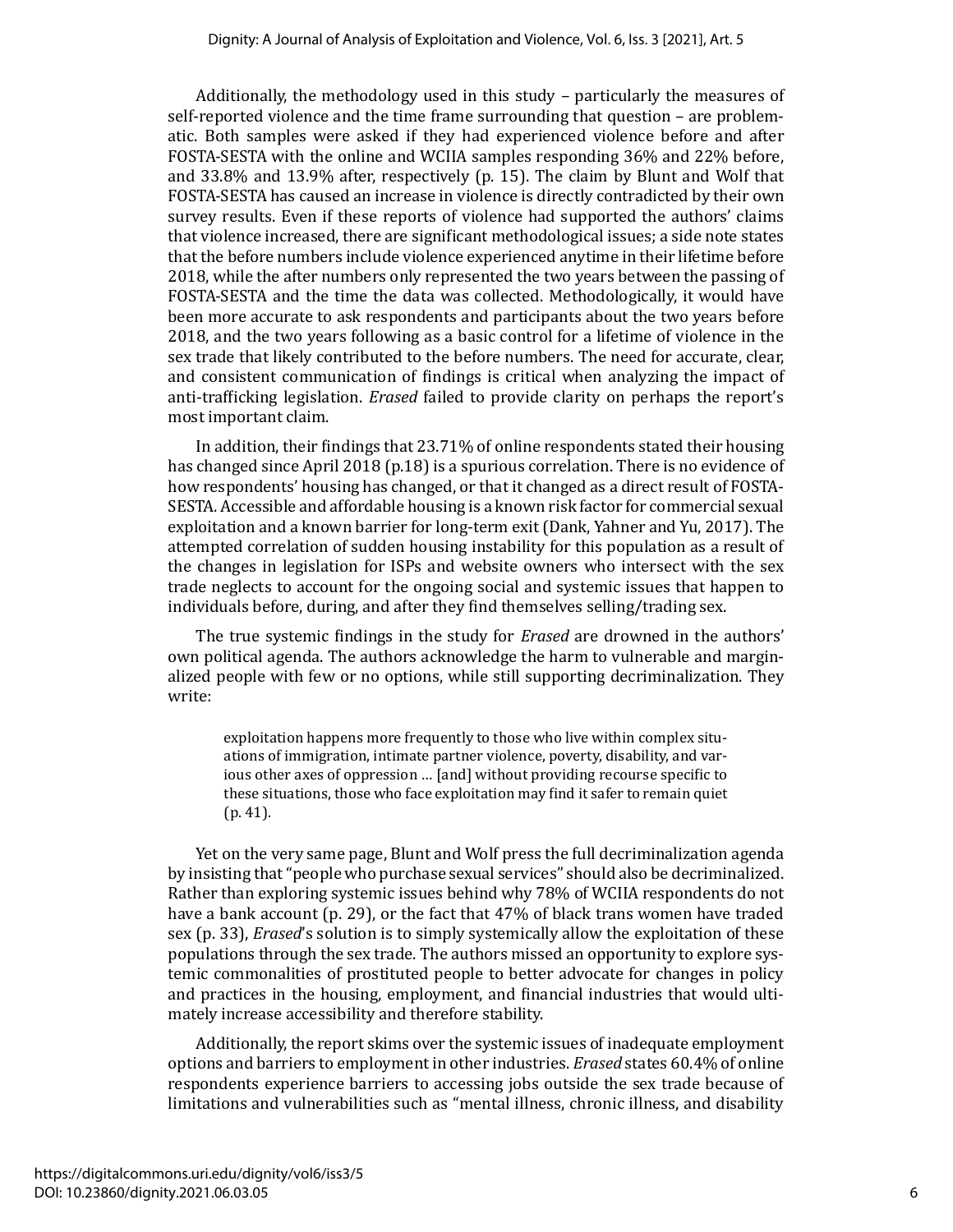Additionally, the methodology used in this study – particularly the measures of self-reported violence and the time frame surrounding that question – are problematic. Both samples were asked if they had experienced violence before and after FOSTA-SESTA with the online and WCIIA samples responding 36% and 22% before, and 33.8% and 13.9% after, respectively (p. 15). The claim by Blunt and Wolf that FOSTA-SESTA has caused an increase in violence is directly contradicted by their own survey results. Even if these reports of violence had supported the authors' claims that violence increased, there are significant methodological issues; a side note states that the before numbers include violence experienced anytime in their lifetime before 2018, while the after numbers only represented the two years between the passing of FOSTA-SESTA and the time the data was collected. Methodologically, it would have been more accurate to ask respondents and participants about the two years before 2018, and the two years following as a basic control for a lifetime of violence in the sex trade that likely contributed to the before numbers. The need for accurate, clear, and consistent communication of findings is critical when analyzing the impact of anti-trafficking legislation. *Erased* failed to provide clarity on perhaps the report's most important claim.

In addition, their findings that 23.71% of online respondents stated their housing has changed since April 2018 (p.18) is a spurious correlation. There is no evidence of how respondents' housing has changed, or that it changed as a direct result of FOSTA-SESTA. Accessible and affordable housing is a known risk factor for commercial sexual exploitation and a known barrier for long-term exit (Dank, Yahner and Yu, 2017). The attempted correlation of sudden housing instability for this population as a result of the changes in legislation for ISPs and website owners who intersect with the sex trade neglects to account for the ongoing social and systemic issues that happen to individuals before, during, and after they find themselves selling/trading sex.

The true systemic findings in the study for *Erased* are drowned in the authors' own political agenda. The authors acknowledge the harm to vulnerable and marginalized people with few or no options, while still supporting decriminalization. They write:

> exploitation happens more frequently to those who live within complex situations of immigration, intimate partner violence, poverty, disability, and various other axes of oppression … [and] without providing recourse specific to these situations, those who face exploitation may find it safer to remain quiet (p. 41).

Yet on the very same page, Blunt and Wolf press the full decriminalization agenda by insisting that "people who purchase sexual services" should also be decriminalized. Rather than exploring systemic issues behind why 78% of WCIIA respondents do not have a bank account (p. 29), or the fact that 47% of black trans women have traded sex (p. 33), *Erased*'s solution is to simply systemically allow the exploitation of these populations through the sex trade. The authors missed an opportunity to explore systemic commonalities of prostituted people to better advocate for changes in policy and practices in the housing, employment, and financial industries that would ultimately increase accessibility and therefore stability.

Additionally, the report skims over the systemic issues of inadequate employment options and barriers to employment in other industries. *Erased* states 60.4% of online respondents experience barriers to accessing jobs outside the sex trade because of limitations and vulnerabilities such as "mental illness, chronic illness, and disability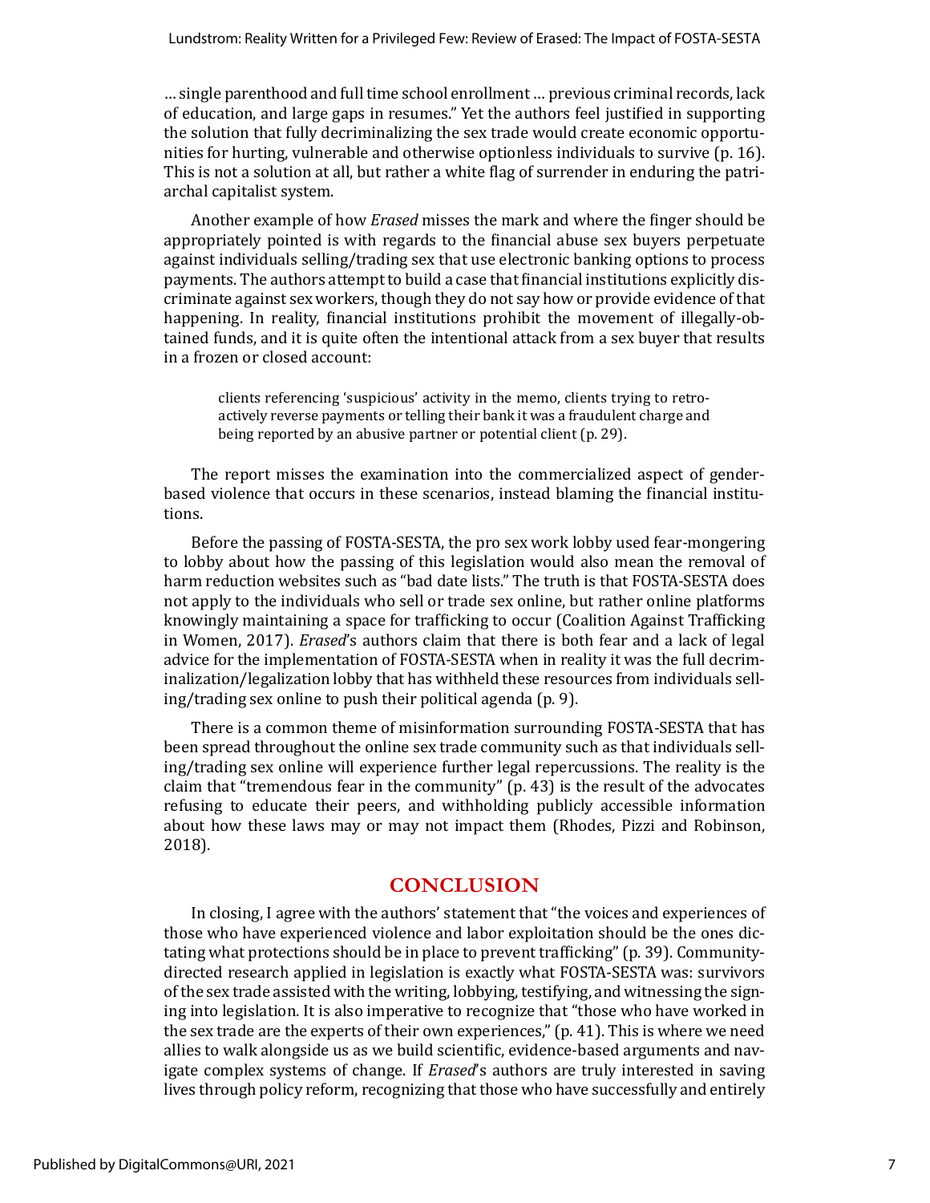… single parenthood and full time school enrollment … previous criminal records, lack of education, and large gaps in resumes." Yet the authors feel justified in supporting the solution that fully decriminalizing the sex trade would create economic opportunities for hurting, vulnerable and otherwise optionless individuals to survive (p. 16). This is not a solution at all, but rather a white flag of surrender in enduring the patriarchal capitalist system.

Another example of how *Erased* misses the mark and where the finger should be appropriately pointed is with regards to the financial abuse sex buyers perpetuate against individuals selling/trading sex that use electronic banking options to process payments. The authors attempt to build a case that financial institutions explicitly discriminate against sex workers, though they do not say how or provide evidence of that happening. In reality, financial institutions prohibit the movement of illegally-obtained funds, and it is quite often the intentional attack from a sex buyer that results in a frozen or closed account:

> clients referencing 'suspicious' activity in the memo, clients trying to retroactively reverse payments or telling their bank it was a fraudulent charge and being reported by an abusive partner or potential client (p. 29).

The report misses the examination into the commercialized aspect of gender-based violence that occurs in these scenarios, instead blaming the financial institutions.

Before the passing of FOSTA-SESTA, the pro sex work lobby used fear-mongering to lobby about how the passing of this legislation would also mean the removal of harm reduction websites such as "bad date lists." The truth is that FOSTA-SESTA does not apply to the individuals who sell or trade sex online, but rather online platforms knowingly maintaining a space for trafficking to occur (Coalition Against Trafficking in Women, 2017). *Erased*'s authors claim that there is both fear and a lack of legal advice for the implementation of FOSTA-SESTA when in reality it was the full decriminalization/legalization lobby that has withheld these resources from individuals selling/trading sex online to push their political agenda (p. 9).

There is a common theme of misinformation surrounding FOSTA-SESTA that has been spread throughout the online sex trade community such as that individuals selling/trading sex online will experience further legal repercussions. The reality is the claim that "tremendous fear in the community" (p. 43) is the result of the advocates refusing to educate their peers, and withholding publicly accessible information about how these laws may or may not impact them (Rhodes, Pizzi and Robinson, 2018).

## CONCLUSION

In closing, I agree with the authors' statement that "the voices and experiences of those who have experienced violence and labor exploitation should be the ones dictating what protections should be in place to prevent trafficking" (p. 39). Community-directed research applied in legislation is exactly what FOSTA-SESTA was: survivors of the sex trade assisted with the writing, lobbying, testifying, and witnessing the signing into legislation. It is also imperative to recognize that "those who have worked in the sex trade are the experts of their own experiences," (p. 41). This is where we need allies to walk alongside us as we build scientific, evidence-based arguments and navigate complex systems of change. If *Erased*'s authors are truly interested in saving lives through policy reform, recognizing that those who have successfully and entirely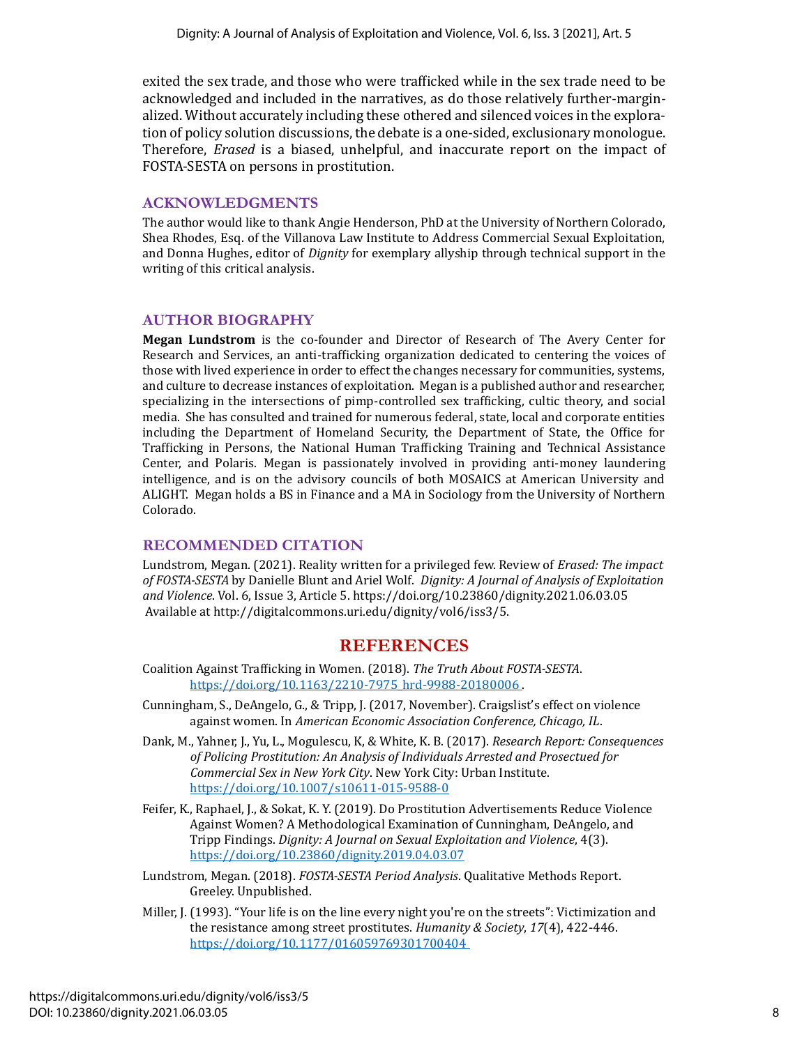exited the sex trade, and those who were trafficked while in the sex trade need to be acknowledged and included in the narratives, as do those relatively further-marginalized. Without accurately including these othered and silenced voices in the exploration of policy solution discussions, the debate is a one-sided, exclusionary monologue. Therefore, *Erased* is a biased, unhelpful, and inaccurate report on the impact of FOSTA-SESTA on persons in prostitution.

## ACKNOWLEDGMENTS

The author would like to thank Angie Henderson, PhD at the University of Northern Colorado, Shea Rhodes, Esq. of the Villanova Law Institute to Address Commercial Sexual Exploitation, and Donna Hughes, editor of *Dignity* for exemplary allyship through technical support in the writing of this critical analysis.

## AUTHOR BIOGRAPHY

**Megan Lundstrom** is the co-founder and Director of Research of The Avery Center for Research and Services, an anti-trafficking organization dedicated to centering the voices of those with lived experience in order to effect the changes necessary for communities, systems, and culture to decrease instances of exploitation. Megan is a published author and researcher, specializing in the intersections of pimp-controlled sex trafficking, cultic theory, and social media. She has consulted and trained for numerous federal, state, local and corporate entities including the Department of Homeland Security, the Department of State, the Office for Trafficking in Persons, the National Human Trafficking Training and Technical Assistance Center, and Polaris. Megan is passionately involved in providing anti-money laundering intelligence, and is on the advisory councils of both MOSAICS at American University and ALIGHT. Megan holds a BS in Finance and a MA in Sociology from the University of Northern Colorado.

## RECOMMENDED CITATION

Lundstrom, Megan. (2021). Reality written for a privileged few. Review of *Erased: The impact of FOSTA-SESTA* by Danielle Blunt and Ariel Wolf. *Dignity: A Journal of Analysis of Exploitation and Violence*. Vol. 6, Issue 3, Article 5. https://doi.org/10.23860/dignity.2021.06.03.05 Available at http://digitalcommons.uri.edu/dignity/vol6/iss3/5.

## REFERENCES

Coalition Against Trafficking in Women. (2018). *The Truth About FOSTA-SESTA*. https://doi.org/10.1163/2210-7975_hrd-9988-20180006 .

Cunningham, S., DeAngelo, G., & Tripp, J. (2017, November). Craigslist's effect on violence against women. In *American Economic Association Conference, Chicago, IL*.

Dank, M., Yahner, J., Yu, L., Mogulescu, K, & White, K. B. (2017). *Research Report: Consequences of Policing Prostitution: An Analysis of Individuals Arrested and Prosectued for Commercial Sex in New York City*. New York City: Urban Institute. https://doi.org/10.1007/s10611-015-9588-0

Feifer, K., Raphael, J., & Sokat, K. Y. (2019). Do Prostitution Advertisements Reduce Violence Against Women? A Methodological Examination of Cunningham, DeAngelo, and Tripp Findings. *Dignity: A Journal on Sexual Exploitation and Violence*, 4(3). https://doi.org/10.23860/dignity.2019.04.03.07

Lundstrom, Megan. (2018). *FOSTA-SESTA Period Analysis*. Qualitative Methods Report. Greeley. Unpublished.

Miller, J. (1993). "Your life is on the line every night you're on the streets": Victimization and the resistance among street prostitutes. *Humanity & Society*, *17*(4), 422-446. https://doi.org/10.1177/016059769301700404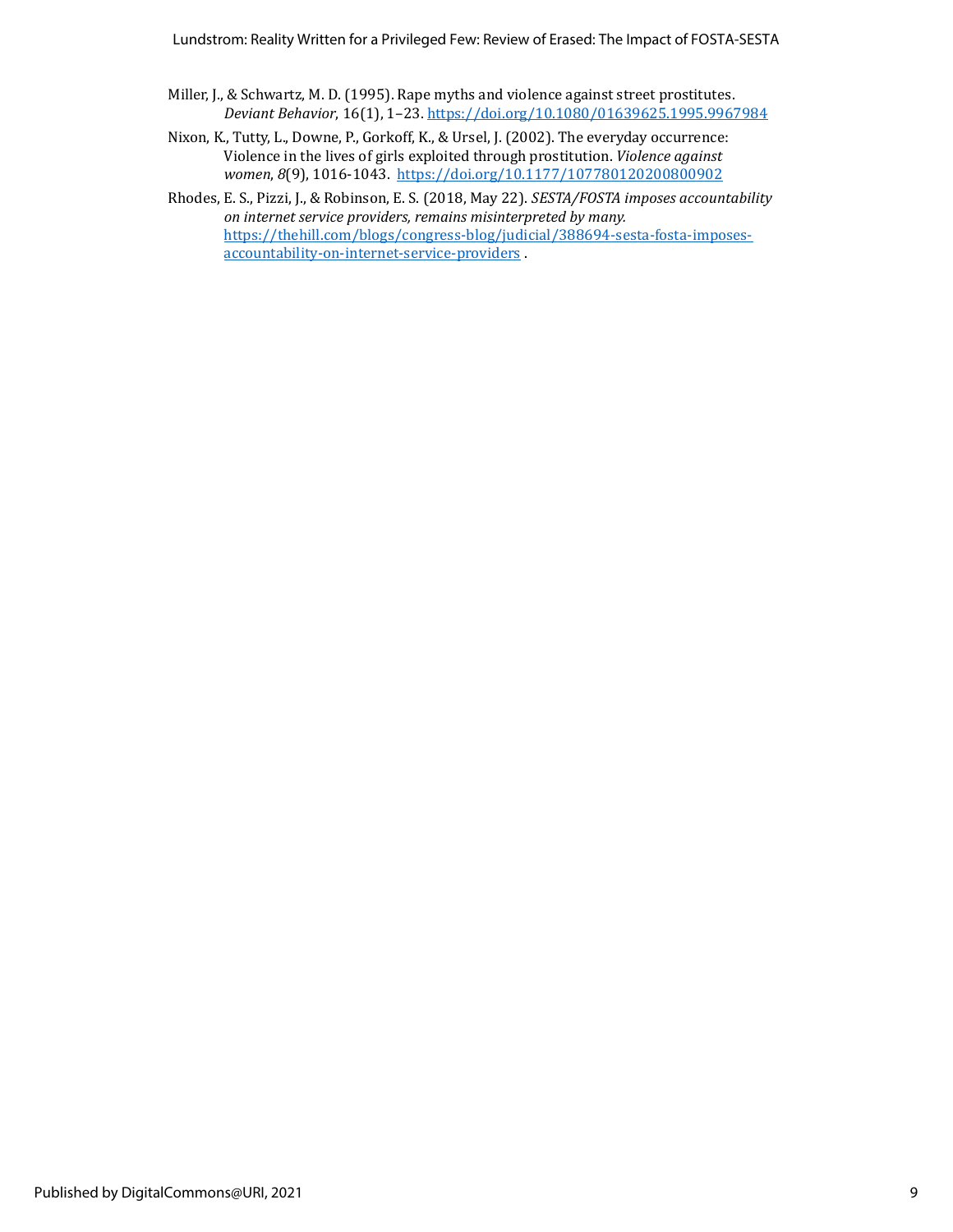Miller, J., & Schwartz, M. D. (1995). Rape myths and violence against street prostitutes. *Deviant Behavior*, 16(1), 1–23. https://doi.org/10.1080/01639625.1995.9967984

Nixon, K., Tutty, L., Downe, P., Gorkoff, K., & Ursel, J. (2002). The everyday occurrence: Violence in the lives of girls exploited through prostitution. *Violence against women*, *8*(9), 1016-1043. https://doi.org/10.1177/107780120200800902

Rhodes, E. S., Pizzi, J., & Robinson, E. S. (2018, May 22). *SESTA/FOSTA imposes accountability on internet service providers, remains misinterpreted by many.* https://thehill.com/blogs/congress-blog/judicial/388694-sesta-fosta-imposes-accountability-on-internet-service-providers .